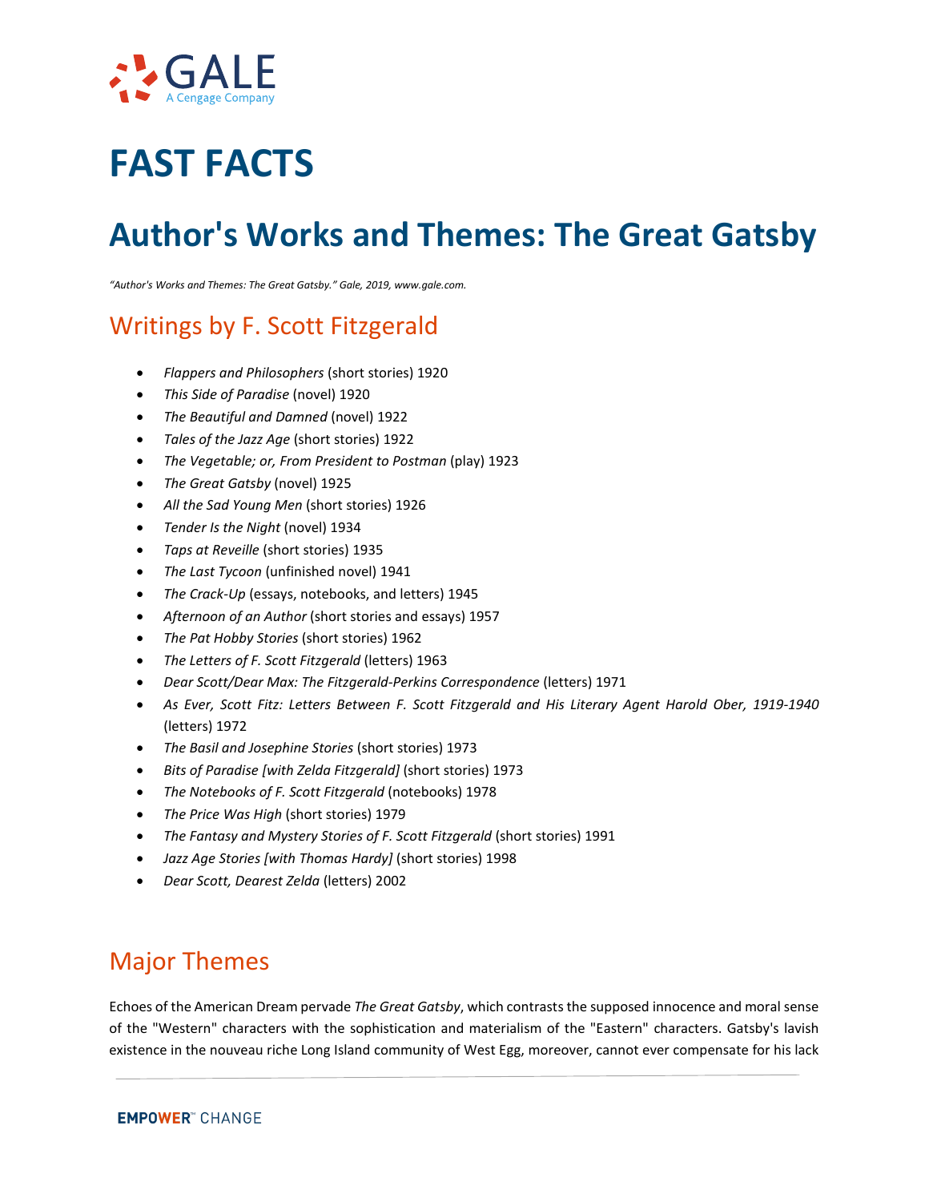# FAST FACTS

# Author's Works and Themes: The Great Gatsby

*"Author's Works and Themes: The Great Gatsby." Gale, 2019, www.gale.com.*

## Writings by F. Scott Fitzgerald

- *Flappers and Philosophers* (short stories) 1920
- *This Side of Paradise* (novel) 1920
- *The Beautiful and Damned* (novel) 1922
- *Tales of the Jazz Age* (short stories) 1922
- *The Vegetable; or, From President to Postman* (play) 1923
- *The Great Gatsby* (novel) 1925
- *All the Sad Young Men* (short stories) 1926
- *Tender Is the Night* (novel) 1934
- *Taps at Reveille* (short stories) 1935
- *The Last Tycoon* (unfinished novel) 1941
- *The Crack-Up* (essays, notebooks, and letters) 1945
- *Afternoon of an Author* (short stories and essays) 1957
- *The Pat Hobby Stories* (short stories) 1962
- *The Letters of F. Scott Fitzgerald* (letters) 1963
- *Dear Scott/Dear Max: The Fitzgerald-Perkins Correspondence* (letters) 1971
- *As Ever, Scott Fitz: Letters Between F. Scott Fitzgerald and His Literary Agent Harold Ober, 1919-1940* (letters) 1972
- *The Basil and Josephine Stories* (short stories) 1973
- *Bits of Paradise [with Zelda Fitzgerald]* (short stories) 1973
- *The Notebooks of F. Scott Fitzgerald* (notebooks) 1978
- *The Price Was High* (short stories) 1979
- *The Fantasy and Mystery Stories of F. Scott Fitzgerald* (short stories) 1991
- *Jazz Age Stories [with Thomas Hardy]* (short stories) 1998
- *Dear Scott, Dearest Zelda* (letters) 2002

## Major Themes

Echoes of the American Dream pervade *The Great Gatsby*, which contrasts the supposed innocence and moral sense of the "Western" characters with the sophistication and materialism of the "Eastern" characters. Gatsby's lavish existence in the nouveau riche Long Island community of West Egg, moreover, cannot ever compensate for his lack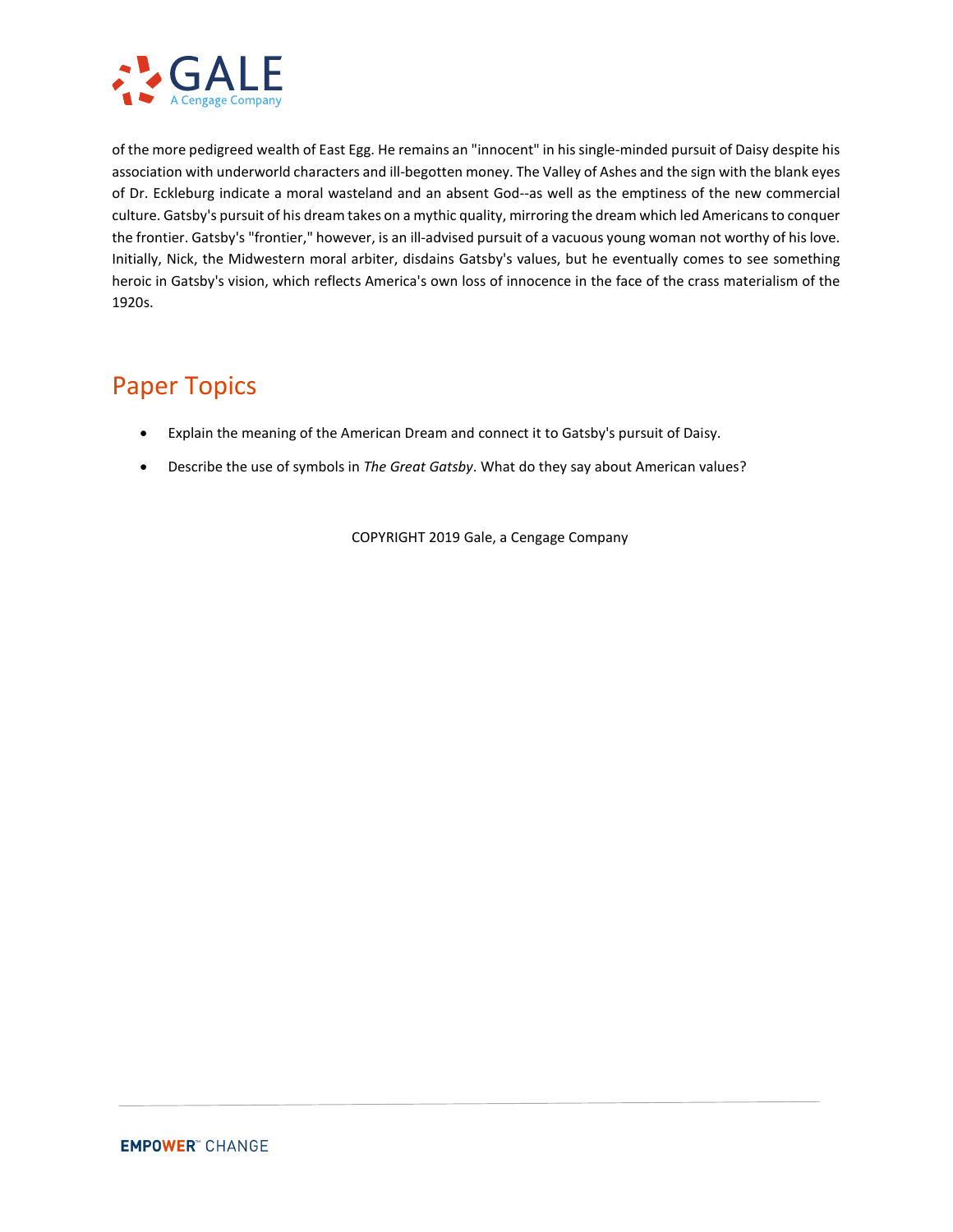of the more pedigreed wealth of East Egg. He remains an "innocent" in his single-minded pursuit of Daisy despite his association with underworld characters and ill-begotten money. The Valley of Ashes and the sign with the blank eyes of Dr. Eckleburg indicate a moral wasteland and an absent God--as well as the emptiness of the new commercial culture. Gatsby's pursuit of his dream takes on a mythic quality, mirroring the dream which led Americans to conquer the frontier. Gatsby's "frontier," however, is an ill-advised pursuit of a vacuous young woman not worthy of his love. Initially, Nick, the Midwestern moral arbiter, disdains Gatsby's values, but he eventually comes to see something heroic in Gatsby's vision, which reflects America's own loss of innocence in the face of the crass materialism of the 1920s.

## Paper Topics

- Explain the meaning of the American Dream and connect it to Gatsby's pursuit of Daisy.
- Describe the use of symbols in *The Great Gatsby*. What do they say about American values?

COPYRIGHT 2019 Gale, a Cengage Company